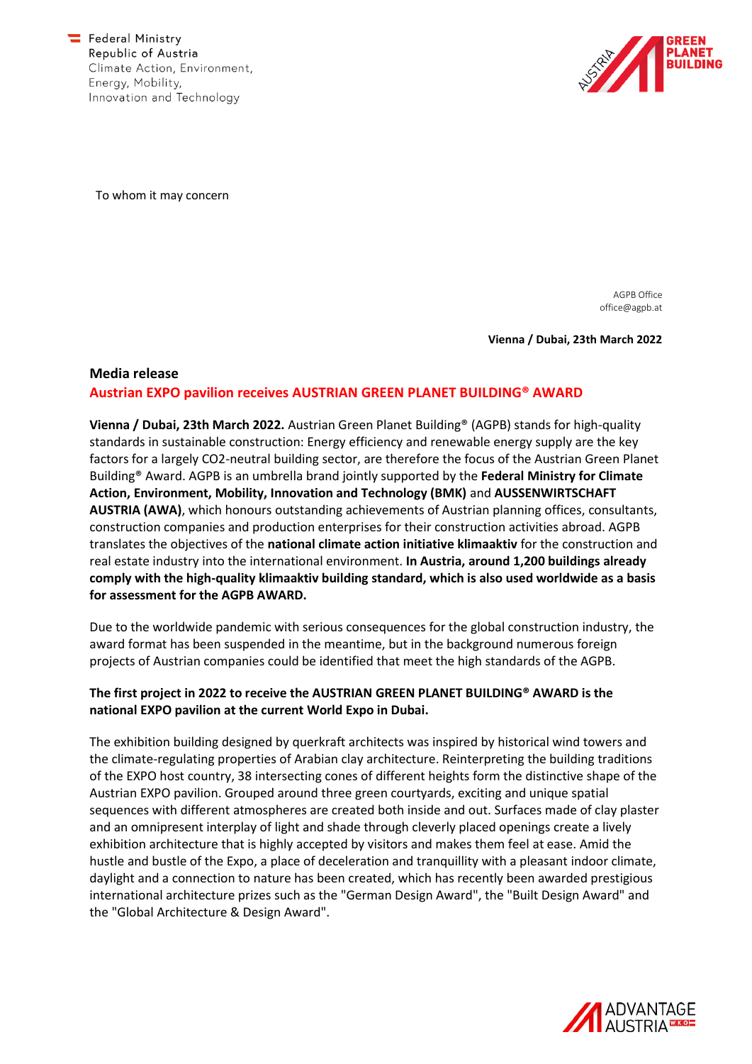Federal Ministry
Republic of Austria
Climate Action, Environment,
Energy, Mobility,
Innovation and Technology

To whom it may concern

AGPB Office
office@agpb.at

**Vienna / Dubai, 23th March 2022**

## Media release

## Austrian EXPO pavilion receives AUSTRIAN GREEN PLANET BUILDING® AWARD

**Vienna / Dubai, 23th March 2022.** Austrian Green Planet Building® (AGPB) stands for high-quality standards in sustainable construction: Energy efficiency and renewable energy supply are the key factors for a largely CO2-neutral building sector, are therefore the focus of the Austrian Green Planet Building® Award. AGPB is an umbrella brand jointly supported by the **Federal Ministry for Climate Action, Environment, Mobility, Innovation and Technology (BMK)** and **AUSSENWIRTSCHAFT AUSTRIA (AWA)**, which honours outstanding achievements of Austrian planning offices, consultants, construction companies and production enterprises for their construction activities abroad. AGPB translates the objectives of the **national climate action initiative klimaaktiv** for the construction and real estate industry into the international environment. **In Austria, around 1,200 buildings already comply with the high-quality klimaaktiv building standard, which is also used worldwide as a basis for assessment for the AGPB AWARD.**

Due to the worldwide pandemic with serious consequences for the global construction industry, the award format has been suspended in the meantime, but in the background numerous foreign projects of Austrian companies could be identified that meet the high standards of the AGPB.

**The first project in 2022 to receive the AUSTRIAN GREEN PLANET BUILDING® AWARD is the national EXPO pavilion at the current World Expo in Dubai.**

The exhibition building designed by querkraft architects was inspired by historical wind towers and the climate-regulating properties of Arabian clay architecture. Reinterpreting the building traditions of the EXPO host country, 38 intersecting cones of different heights form the distinctive shape of the Austrian EXPO pavilion. Grouped around three green courtyards, exciting and unique spatial sequences with different atmospheres are created both inside and out. Surfaces made of clay plaster and an omnipresent interplay of light and shade through cleverly placed openings create a lively exhibition architecture that is highly accepted by visitors and makes them feel at ease. Amid the hustle and bustle of the Expo, a place of deceleration and tranquillity with a pleasant indoor climate, daylight and a connection to nature has been created, which has recently been awarded prestigious international architecture prizes such as the "German Design Award", the "Built Design Award" and the "Global Architecture & Design Award".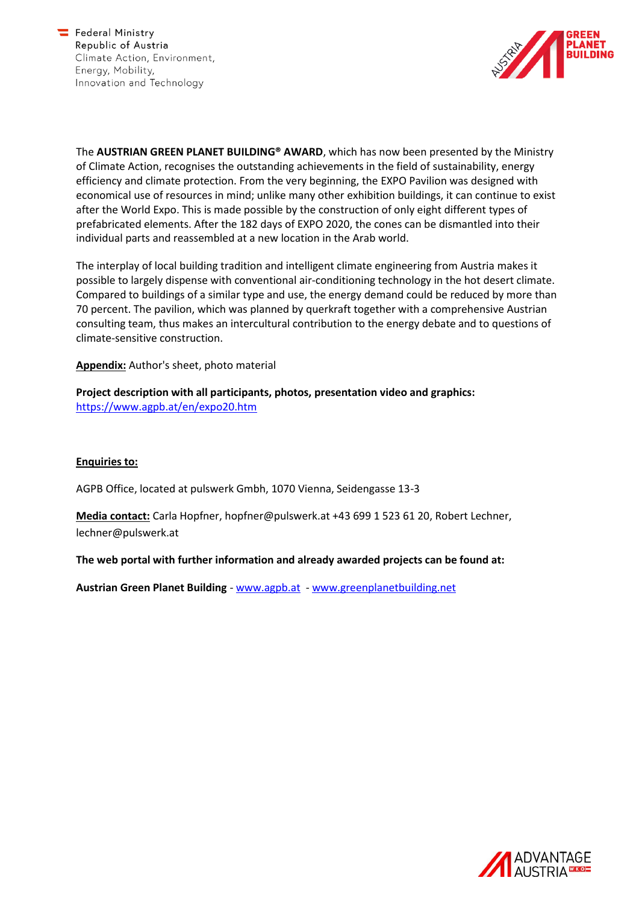The **AUSTRIAN GREEN PLANET BUILDING® AWARD**, which has now been presented by the Ministry of Climate Action, recognises the outstanding achievements in the field of sustainability, energy efficiency and climate protection. From the very beginning, the EXPO Pavilion was designed with economical use of resources in mind; unlike many other exhibition buildings, it can continue to exist after the World Expo. This is made possible by the construction of only eight different types of prefabricated elements. After the 182 days of EXPO 2020, the cones can be dismantled into their individual parts and reassembled at a new location in the Arab world.

The interplay of local building tradition and intelligent climate engineering from Austria makes it possible to largely dispense with conventional air-conditioning technology in the hot desert climate. Compared to buildings of a similar type and use, the energy demand could be reduced by more than 70 percent. The pavilion, which was planned by querkraft together with a comprehensive Austrian consulting team, thus makes an intercultural contribution to the energy debate and to questions of climate-sensitive construction.

**Appendix:** Author's sheet, photo material

**Project description with all participants, photos, presentation video and graphics:**
https://www.agpb.at/en/expo20.htm

**Enquiries to:**

AGPB Office, located at pulswerk Gmbh, 1070 Vienna, Seidengasse 13-3

**Media contact:** Carla Hopfner, hopfner@pulswerk.at +43 699 1 523 61 20, Robert Lechner, lechner@pulswerk.at

**The web portal with further information and already awarded projects can be found at:**

**Austrian Green Planet Building** - www.agpb.at - www.greenplanetbuilding.net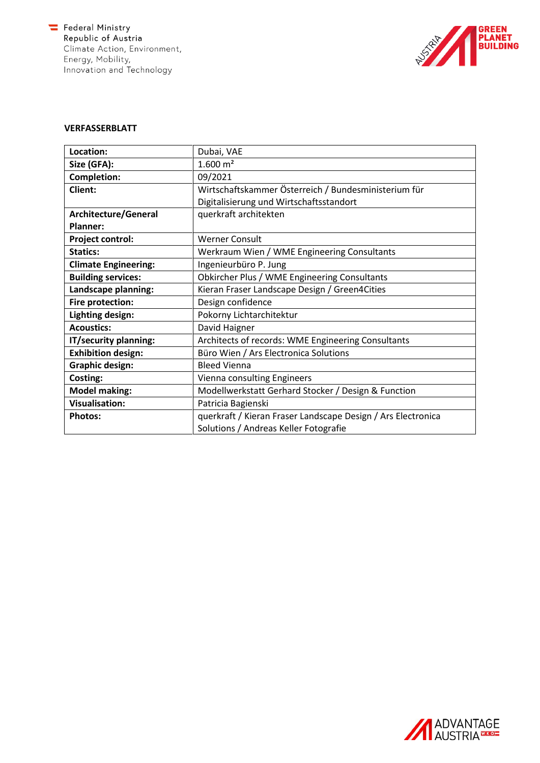## VERFASSERBLATT

| | |
|---|---|
| **Location:** | Dubai, VAE |
| **Size (GFA):** | 1.600 m² |
| **Completion:** | 09/2021 |
| **Client:** | Wirtschaftskammer Österreich / Bundesministerium für Digitalisierung und Wirtschaftsstandort |
| **Architecture/General Planner:** | querkraft architekten |
| **Project control:** | Werner Consult |
| **Statics:** | Werkraum Wien / WME Engineering Consultants |
| **Climate Engineering:** | Ingenieurbüro P. Jung |
| **Building services:** | Obkircher Plus / WME Engineering Consultants |
| **Landscape planning:** | Kieran Fraser Landscape Design / Green4Cities |
| **Fire protection:** | Design confidence |
| **Lighting design:** | Pokorny Lichtarchitektur |
| **Acoustics:** | David Haigner |
| **IT/security planning:** | Architects of records: WME Engineering Consultants |
| **Exhibition design:** | Büro Wien / Ars Electronica Solutions |
| **Graphic design:** | Bleed Vienna |
| **Costing:** | Vienna consulting Engineers |
| **Model making:** | Modellwerkstatt Gerhard Stocker / Design & Function |
| **Visualisation:** | Patricia Bagienski |
| **Photos:** | querkraft / Kieran Fraser Landscape Design / Ars Electronica Solutions / Andreas Keller Fotografie |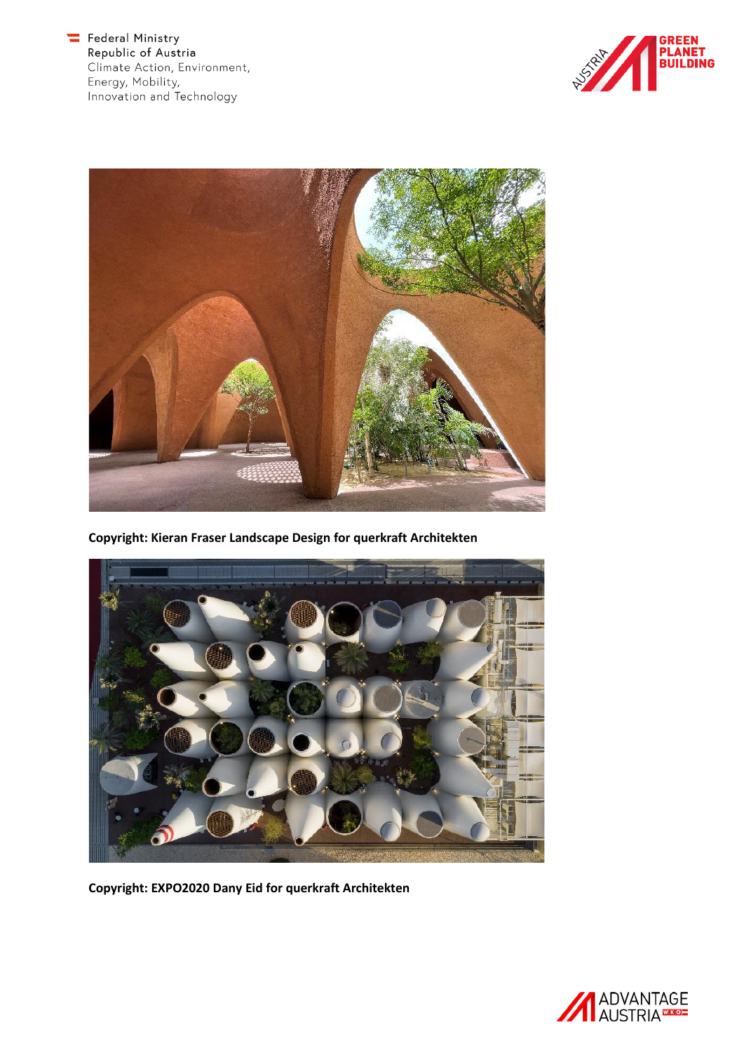Copyright: Kieran Fraser Landscape Design for querkraft Architekten

Copyright: EXPO2020 Dany Eid for querkraft Architekten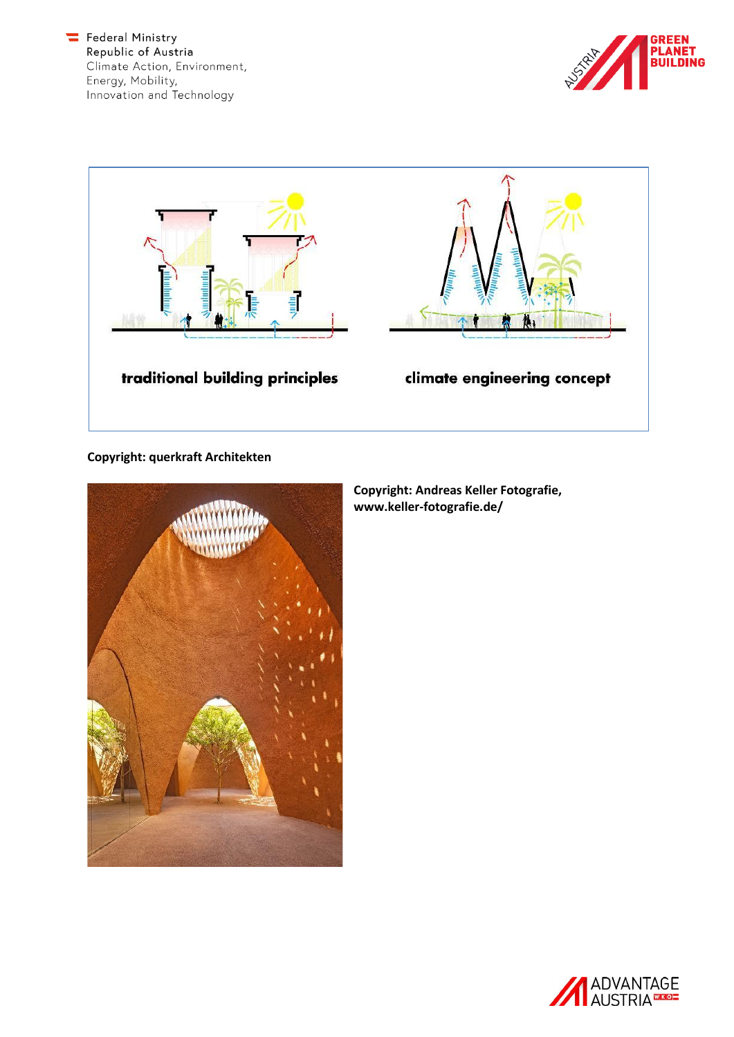traditional building principles

climate engineering concept

**Copyright: querkraft Architekten**

**Copyright: Andreas Keller Fotografie, www.keller-fotografie.de/**